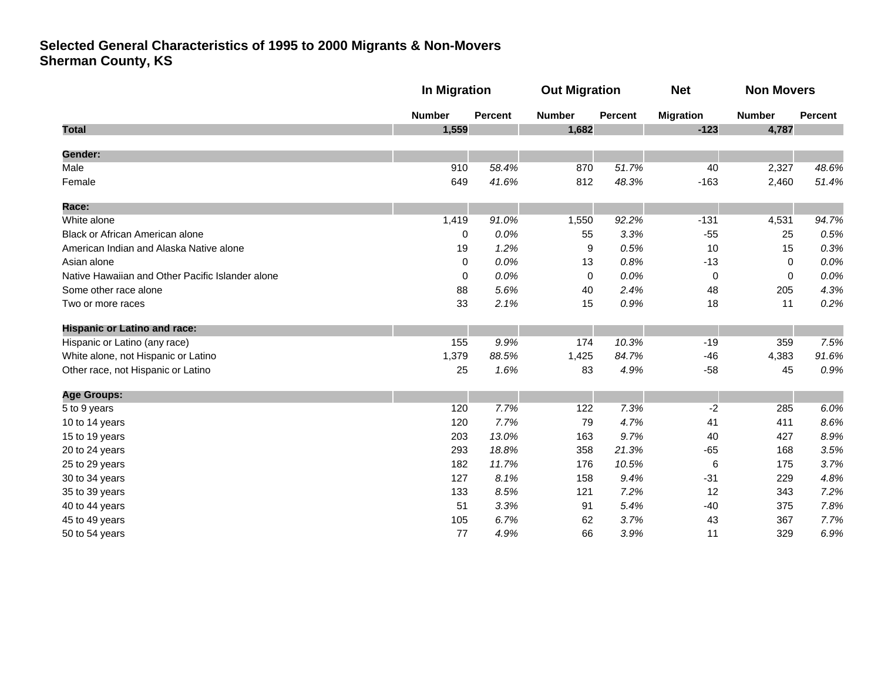# Selected General Characteristics of 1995 to 2000 Migrants & Non-Movers
## Sherman County, KS

| | In Migration | | Out Migration | | Net | Non Movers | |
|---|---|---|---|---|---|---|---|
| | Number | Percent | Number | Percent | Migration | Number | Percent |
| **Total** | **1,559** | | **1,682** | | **-123** | **4,787** | |
| **Gender:** | | | | | | | |
| Male | 910 | *58.4%* | 870 | *51.7%* | 40 | 2,327 | *48.6%* |
| Female | 649 | *41.6%* | 812 | *48.3%* | -163 | 2,460 | *51.4%* |
| **Race:** | | | | | | | |
| White alone | 1,419 | *91.0%* | 1,550 | *92.2%* | -131 | 4,531 | *94.7%* |
| Black or African American alone | 0 | *0.0%* | 55 | *3.3%* | -55 | 25 | *0.5%* |
| American Indian and Alaska Native alone | 19 | *1.2%* | 9 | *0.5%* | 10 | 15 | *0.3%* |
| Asian alone | 0 | *0.0%* | 13 | *0.8%* | -13 | 0 | *0.0%* |
| Native Hawaiian and Other Pacific Islander alone | 0 | *0.0%* | 0 | *0.0%* | 0 | 0 | *0.0%* |
| Some other race alone | 88 | *5.6%* | 40 | *2.4%* | 48 | 205 | *4.3%* |
| Two or more races | 33 | *2.1%* | 15 | *0.9%* | 18 | 11 | *0.2%* |
| **Hispanic or Latino and race:** | | | | | | | |
| Hispanic or Latino (any race) | 155 | *9.9%* | 174 | *10.3%* | -19 | 359 | *7.5%* |
| White alone, not Hispanic or Latino | 1,379 | *88.5%* | 1,425 | *84.7%* | -46 | 4,383 | *91.6%* |
| Other race, not Hispanic or Latino | 25 | *1.6%* | 83 | *4.9%* | -58 | 45 | *0.9%* |
| **Age Groups:** | | | | | | | |
| 5 to 9 years | 120 | *7.7%* | 122 | *7.3%* | -2 | 285 | *6.0%* |
| 10 to 14 years | 120 | *7.7%* | 79 | *4.7%* | 41 | 411 | *8.6%* |
| 15 to 19 years | 203 | *13.0%* | 163 | *9.7%* | 40 | 427 | *8.9%* |
| 20 to 24 years | 293 | *18.8%* | 358 | *21.3%* | -65 | 168 | *3.5%* |
| 25 to 29 years | 182 | *11.7%* | 176 | *10.5%* | 6 | 175 | *3.7%* |
| 30 to 34 years | 127 | *8.1%* | 158 | *9.4%* | -31 | 229 | *4.8%* |
| 35 to 39 years | 133 | *8.5%* | 121 | *7.2%* | 12 | 343 | *7.2%* |
| 40 to 44 years | 51 | *3.3%* | 91 | *5.4%* | -40 | 375 | *7.8%* |
| 45 to 49 years | 105 | *6.7%* | 62 | *3.7%* | 43 | 367 | *7.7%* |
| 50 to 54 years | 77 | *4.9%* | 66 | *3.9%* | 11 | 329 | *6.9%* |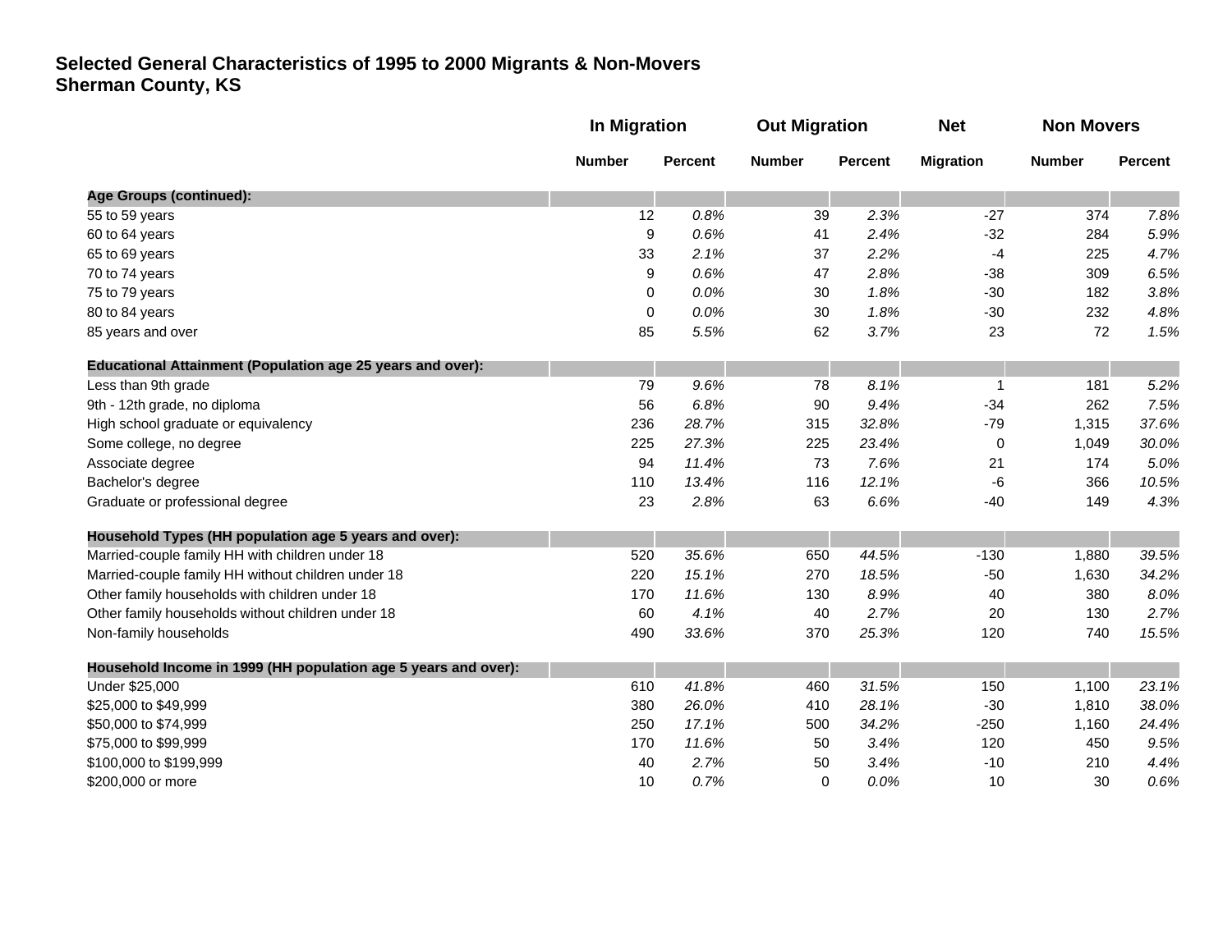# Selected General Characteristics of 1995 to 2000 Migrants & Non-Movers
## Sherman County, KS

| | In Migration | | Out Migration | | Net | Non Movers | |
|---|---|---|---|---|---|---|---|
| | Number | Percent | Number | Percent | Migration | Number | Percent |
| **Age Groups (continued):** | | | | | | | |
| 55 to 59 years | 12 | *0.8%* | 39 | *2.3%* | -27 | 374 | *7.8%* |
| 60 to 64 years | 9 | *0.6%* | 41 | *2.4%* | -32 | 284 | *5.9%* |
| 65 to 69 years | 33 | *2.1%* | 37 | *2.2%* | -4 | 225 | *4.7%* |
| 70 to 74 years | 9 | *0.6%* | 47 | *2.8%* | -38 | 309 | *6.5%* |
| 75 to 79 years | 0 | *0.0%* | 30 | *1.8%* | -30 | 182 | *3.8%* |
| 80 to 84 years | 0 | *0.0%* | 30 | *1.8%* | -30 | 232 | *4.8%* |
| 85 years and over | 85 | *5.5%* | 62 | *3.7%* | 23 | 72 | *1.5%* |
| **Educational Attainment (Population age 25 years and over):** | | | | | | | |
| Less than 9th grade | 79 | *9.6%* | 78 | *8.1%* | 1 | 181 | *5.2%* |
| 9th - 12th grade, no diploma | 56 | *6.8%* | 90 | *9.4%* | -34 | 262 | *7.5%* |
| High school graduate or equivalency | 236 | *28.7%* | 315 | *32.8%* | -79 | 1,315 | *37.6%* |
| Some college, no degree | 225 | *27.3%* | 225 | *23.4%* | 0 | 1,049 | *30.0%* |
| Associate degree | 94 | *11.4%* | 73 | *7.6%* | 21 | 174 | *5.0%* |
| Bachelor's degree | 110 | *13.4%* | 116 | *12.1%* | -6 | 366 | *10.5%* |
| Graduate or professional degree | 23 | *2.8%* | 63 | *6.6%* | -40 | 149 | *4.3%* |
| **Household Types (HH population age 5 years and over):** | | | | | | | |
| Married-couple family HH with children under 18 | 520 | *35.6%* | 650 | *44.5%* | -130 | 1,880 | *39.5%* |
| Married-couple family HH without children under 18 | 220 | *15.1%* | 270 | *18.5%* | -50 | 1,630 | *34.2%* |
| Other family households with children under 18 | 170 | *11.6%* | 130 | *8.9%* | 40 | 380 | *8.0%* |
| Other family households without children under 18 | 60 | *4.1%* | 40 | *2.7%* | 20 | 130 | *2.7%* |
| Non-family households | 490 | *33.6%* | 370 | *25.3%* | 120 | 740 | *15.5%* |
| **Household Income in 1999 (HH population age 5 years and over):** | | | | | | | |
| Under $25,000 | 610 | *41.8%* | 460 | *31.5%* | 150 | 1,100 | *23.1%* |
| $25,000 to $49,999 | 380 | *26.0%* | 410 | *28.1%* | -30 | 1,810 | *38.0%* |
| $50,000 to $74,999 | 250 | *17.1%* | 500 | *34.2%* | -250 | 1,160 | *24.4%* |
| $75,000 to $99,999 | 170 | *11.6%* | 50 | *3.4%* | 120 | 450 | *9.5%* |
| $100,000 to $199,999 | 40 | *2.7%* | 50 | *3.4%* | -10 | 210 | *4.4%* |
| $200,000 or more | 10 | *0.7%* | 0 | *0.0%* | 10 | 30 | *0.6%* |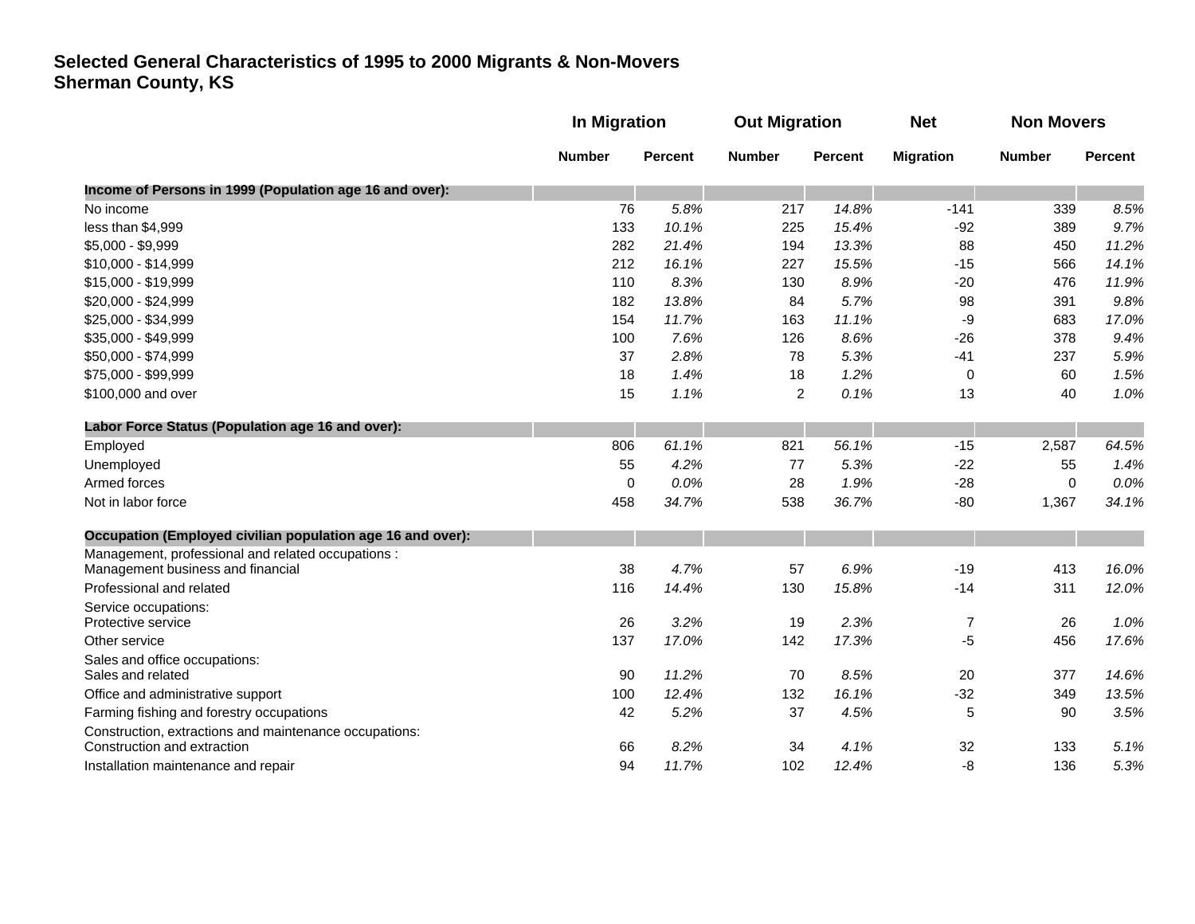**Selected General Characteristics of 1995 to 2000 Migrants & Non-Movers**
**Sherman County, KS**

| | In Migration | | Out Migration | | Net | Non Movers | |
|---|---|---|---|---|---|---|---|
| | Number | Percent | Number | Percent | Migration | Number | Percent |
| **Income of Persons in 1999 (Population age 16 and over):** | | | | | | | |
| No income | 76 | *5.8%* | 217 | *14.8%* | -141 | 339 | *8.5%* |
| less than $4,999 | 133 | *10.1%* | 225 | *15.4%* | -92 | 389 | *9.7%* |
| $5,000 - $9,999 | 282 | *21.4%* | 194 | *13.3%* | 88 | 450 | *11.2%* |
| $10,000 - $14,999 | 212 | *16.1%* | 227 | *15.5%* | -15 | 566 | *14.1%* |
| $15,000 - $19,999 | 110 | *8.3%* | 130 | *8.9%* | -20 | 476 | *11.9%* |
| $20,000 - $24,999 | 182 | *13.8%* | 84 | *5.7%* | 98 | 391 | *9.8%* |
| $25,000 - $34,999 | 154 | *11.7%* | 163 | *11.1%* | -9 | 683 | *17.0%* |
| $35,000 - $49,999 | 100 | *7.6%* | 126 | *8.6%* | -26 | 378 | *9.4%* |
| $50,000 - $74,999 | 37 | *2.8%* | 78 | *5.3%* | -41 | 237 | *5.9%* |
| $75,000 - $99,999 | 18 | *1.4%* | 18 | *1.2%* | 0 | 60 | *1.5%* |
| $100,000 and over | 15 | *1.1%* | 2 | *0.1%* | 13 | 40 | *1.0%* |
| **Labor Force Status (Population age 16 and over):** | | | | | | | |
| Employed | 806 | *61.1%* | 821 | *56.1%* | -15 | 2,587 | *64.5%* |
| Unemployed | 55 | *4.2%* | 77 | *5.3%* | -22 | 55 | *1.4%* |
| Armed forces | 0 | *0.0%* | 28 | *1.9%* | -28 | 0 | *0.0%* |
| Not in labor force | 458 | *34.7%* | 538 | *36.7%* | -80 | 1,367 | *34.1%* |
| **Occupation (Employed civilian population age 16 and over):** | | | | | | | |
| Management, professional and related occupations : Management business and financial | 38 | *4.7%* | 57 | *6.9%* | -19 | 413 | *16.0%* |
| Professional and related | 116 | *14.4%* | 130 | *15.8%* | -14 | 311 | *12.0%* |
| Service occupations: Protective service | 26 | *3.2%* | 19 | *2.3%* | 7 | 26 | *1.0%* |
| Other service | 137 | *17.0%* | 142 | *17.3%* | -5 | 456 | *17.6%* |
| Sales and office occupations: Sales and related | 90 | *11.2%* | 70 | *8.5%* | 20 | 377 | *14.6%* |
| Office and administrative support | 100 | *12.4%* | 132 | *16.1%* | -32 | 349 | *13.5%* |
| Farming fishing and forestry occupations | 42 | *5.2%* | 37 | *4.5%* | 5 | 90 | *3.5%* |
| Construction, extractions and maintenance occupations: Construction and extraction | 66 | *8.2%* | 34 | *4.1%* | 32 | 133 | *5.1%* |
| Installation maintenance and repair | 94 | *11.7%* | 102 | *12.4%* | -8 | 136 | *5.3%* |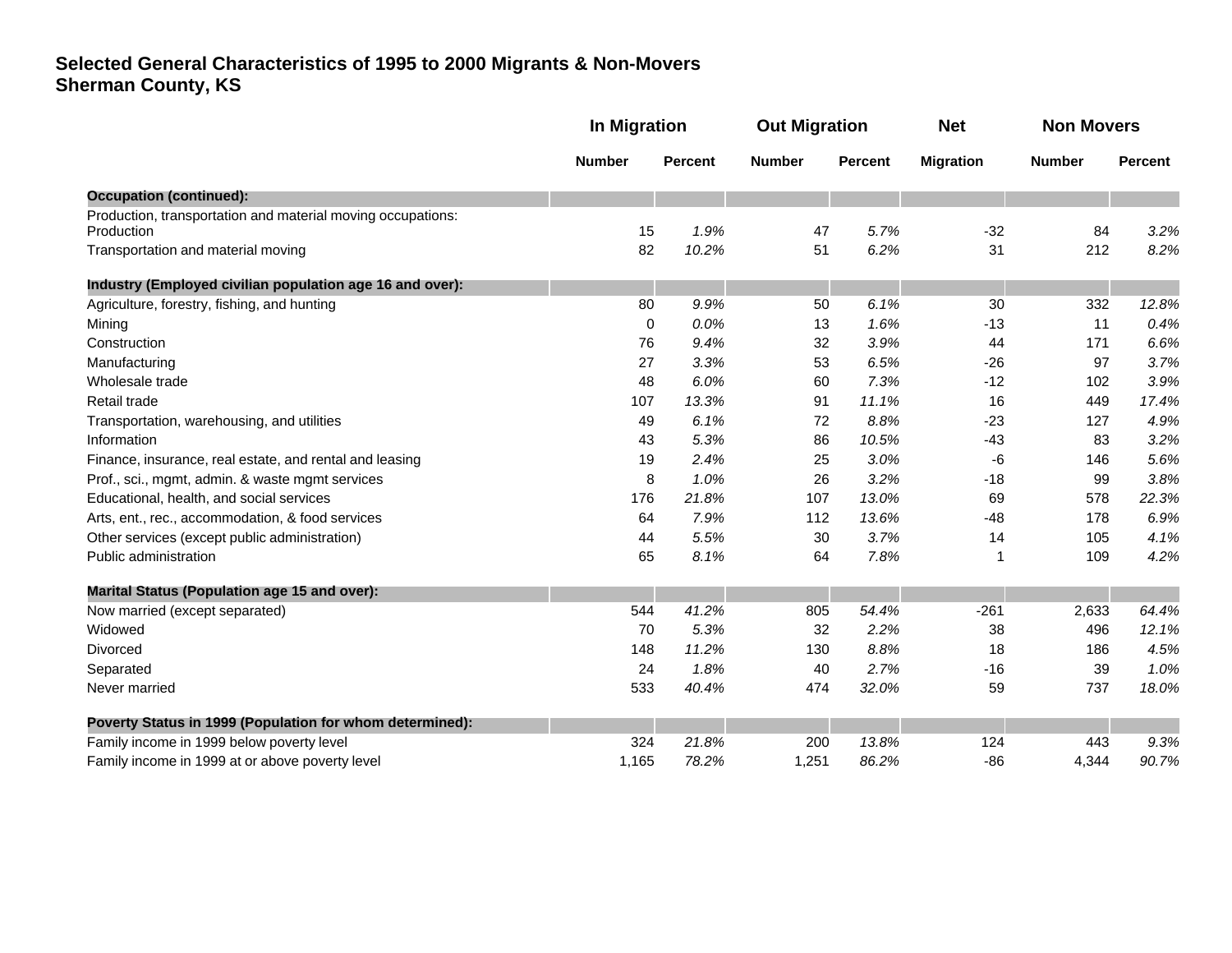**Selected General Characteristics of 1995 to 2000 Migrants & Non-Movers**
**Sherman County, KS**

| | In Migration | | Out Migration | | Net | Non Movers | |
|---|---|---|---|---|---|---|---|
| | Number | Percent | Number | Percent | Migration | Number | Percent |
| **Occupation (continued):** | | | | | | | |
| Production, transportation and material moving occupations: | | | | | | | |
| Production | 15 | *1.9%* | 47 | *5.7%* | -32 | 84 | *3.2%* |
| Transportation and material moving | 82 | *10.2%* | 51 | *6.2%* | 31 | 212 | *8.2%* |
| **Industry (Employed civilian population age 16 and over):** | | | | | | | |
| Agriculture, forestry, fishing, and hunting | 80 | *9.9%* | 50 | *6.1%* | 30 | 332 | *12.8%* |
| Mining | 0 | *0.0%* | 13 | *1.6%* | -13 | 11 | *0.4%* |
| Construction | 76 | *9.4%* | 32 | *3.9%* | 44 | 171 | *6.6%* |
| Manufacturing | 27 | *3.3%* | 53 | *6.5%* | -26 | 97 | *3.7%* |
| Wholesale trade | 48 | *6.0%* | 60 | *7.3%* | -12 | 102 | *3.9%* |
| Retail trade | 107 | *13.3%* | 91 | *11.1%* | 16 | 449 | *17.4%* |
| Transportation, warehousing, and utilities | 49 | *6.1%* | 72 | *8.8%* | -23 | 127 | *4.9%* |
| Information | 43 | *5.3%* | 86 | *10.5%* | -43 | 83 | *3.2%* |
| Finance, insurance, real estate, and rental and leasing | 19 | *2.4%* | 25 | *3.0%* | -6 | 146 | *5.6%* |
| Prof., sci., mgmt, admin. & waste mgmt services | 8 | *1.0%* | 26 | *3.2%* | -18 | 99 | *3.8%* |
| Educational, health, and social services | 176 | *21.8%* | 107 | *13.0%* | 69 | 578 | *22.3%* |
| Arts, ent., rec., accommodation, & food services | 64 | *7.9%* | 112 | *13.6%* | -48 | 178 | *6.9%* |
| Other services (except public administration) | 44 | *5.5%* | 30 | *3.7%* | 14 | 105 | *4.1%* |
| Public administration | 65 | *8.1%* | 64 | *7.8%* | 1 | 109 | *4.2%* |
| **Marital Status (Population age 15 and over):** | | | | | | | |
| Now married (except separated) | 544 | *41.2%* | 805 | *54.4%* | -261 | 2,633 | *64.4%* |
| Widowed | 70 | *5.3%* | 32 | *2.2%* | 38 | 496 | *12.1%* |
| Divorced | 148 | *11.2%* | 130 | *8.8%* | 18 | 186 | *4.5%* |
| Separated | 24 | *1.8%* | 40 | *2.7%* | -16 | 39 | *1.0%* |
| Never married | 533 | *40.4%* | 474 | *32.0%* | 59 | 737 | *18.0%* |
| **Poverty Status in 1999 (Population for whom determined):** | | | | | | | |
| Family income in 1999 below poverty level | 324 | *21.8%* | 200 | *13.8%* | 124 | 443 | *9.3%* |
| Family income in 1999 at or above poverty level | 1,165 | *78.2%* | 1,251 | *86.2%* | -86 | 4,344 | *90.7%* |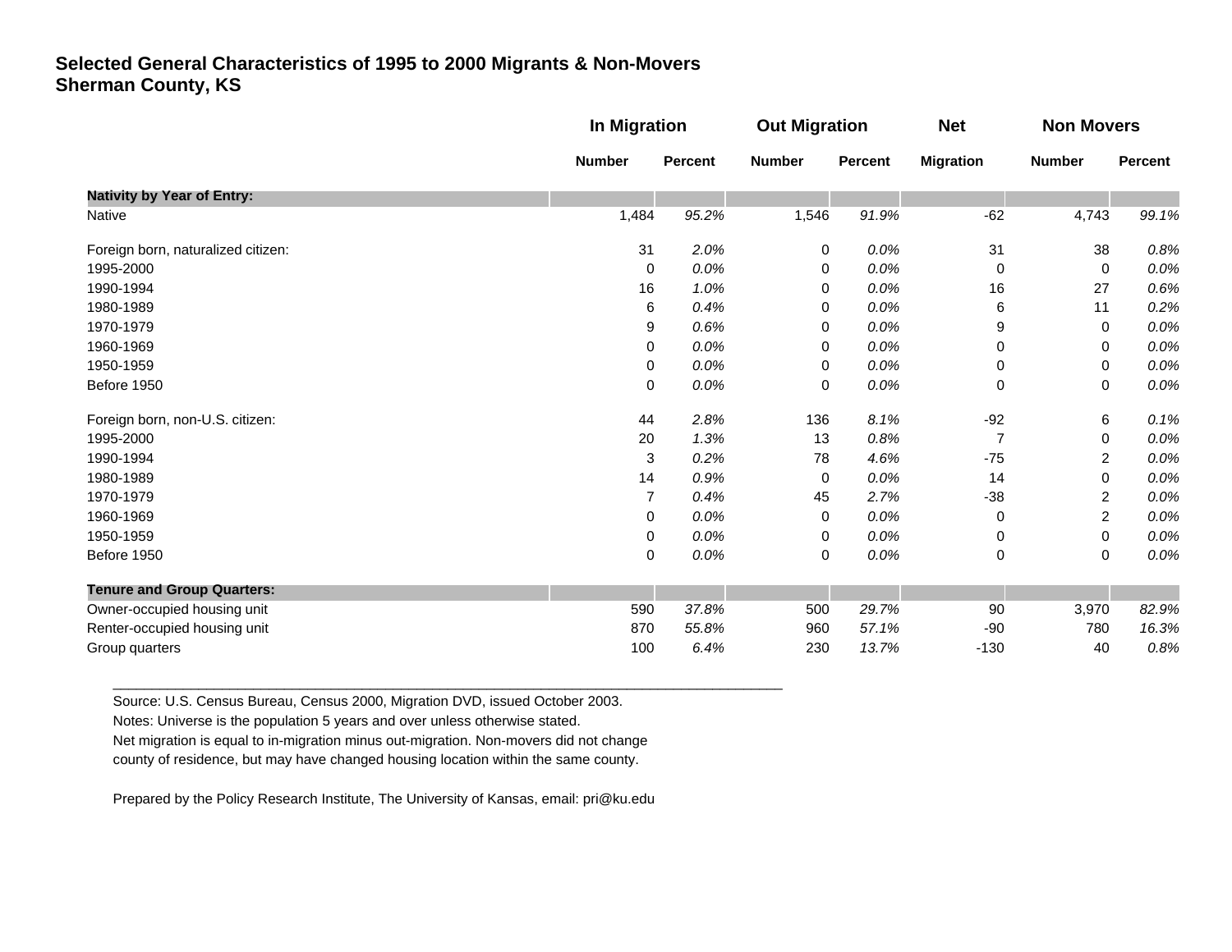# Selected General Characteristics of 1995 to 2000 Migrants & Non-Movers
## Sherman County, KS

| | In Migration | | Out Migration | | Net | Non Movers | |
|---|---|---|---|---|---|---|---|
| | Number | Percent | Number | Percent | Migration | Number | Percent |
| **Nativity by Year of Entry:** | | | | | | | |
| Native | 1,484 | *95.2%* | 1,546 | *91.9%* | -62 | 4,743 | *99.1%* |
| Foreign born, naturalized citizen: | 31 | *2.0%* | 0 | *0.0%* | 31 | 38 | *0.8%* |
| 1995-2000 | 0 | *0.0%* | 0 | *0.0%* | 0 | 0 | *0.0%* |
| 1990-1994 | 16 | *1.0%* | 0 | *0.0%* | 16 | 27 | *0.6%* |
| 1980-1989 | 6 | *0.4%* | 0 | *0.0%* | 6 | 11 | *0.2%* |
| 1970-1979 | 9 | *0.6%* | 0 | *0.0%* | 9 | 0 | *0.0%* |
| 1960-1969 | 0 | *0.0%* | 0 | *0.0%* | 0 | 0 | *0.0%* |
| 1950-1959 | 0 | *0.0%* | 0 | *0.0%* | 0 | 0 | *0.0%* |
| Before 1950 | 0 | *0.0%* | 0 | *0.0%* | 0 | 0 | *0.0%* |
| Foreign born, non-U.S. citizen: | 44 | *2.8%* | 136 | *8.1%* | -92 | 6 | *0.1%* |
| 1995-2000 | 20 | *1.3%* | 13 | *0.8%* | 7 | 0 | *0.0%* |
| 1990-1994 | 3 | *0.2%* | 78 | *4.6%* | -75 | 2 | *0.0%* |
| 1980-1989 | 14 | *0.9%* | 0 | *0.0%* | 14 | 0 | *0.0%* |
| 1970-1979 | 7 | *0.4%* | 45 | *2.7%* | -38 | 2 | *0.0%* |
| 1960-1969 | 0 | *0.0%* | 0 | *0.0%* | 0 | 2 | *0.0%* |
| 1950-1959 | 0 | *0.0%* | 0 | *0.0%* | 0 | 0 | *0.0%* |
| Before 1950 | 0 | *0.0%* | 0 | *0.0%* | 0 | 0 | *0.0%* |
| **Tenure and Group Quarters:** | | | | | | | |
| Owner-occupied housing unit | 590 | *37.8%* | 500 | *29.7%* | 90 | 3,970 | *82.9%* |
| Renter-occupied housing unit | 870 | *55.8%* | 960 | *57.1%* | -90 | 780 | *16.3%* |
| Group quarters | 100 | *6.4%* | 230 | *13.7%* | -130 | 40 | *0.8%* |

Source: U.S. Census Bureau, Census 2000, Migration DVD, issued October 2003.
Notes: Universe is the population 5 years and over unless otherwise stated.
Net migration is equal to in-migration minus out-migration. Non-movers did not change county of residence, but may have changed housing location within the same county.

Prepared by the Policy Research Institute, The University of Kansas, email: pri@ku.edu